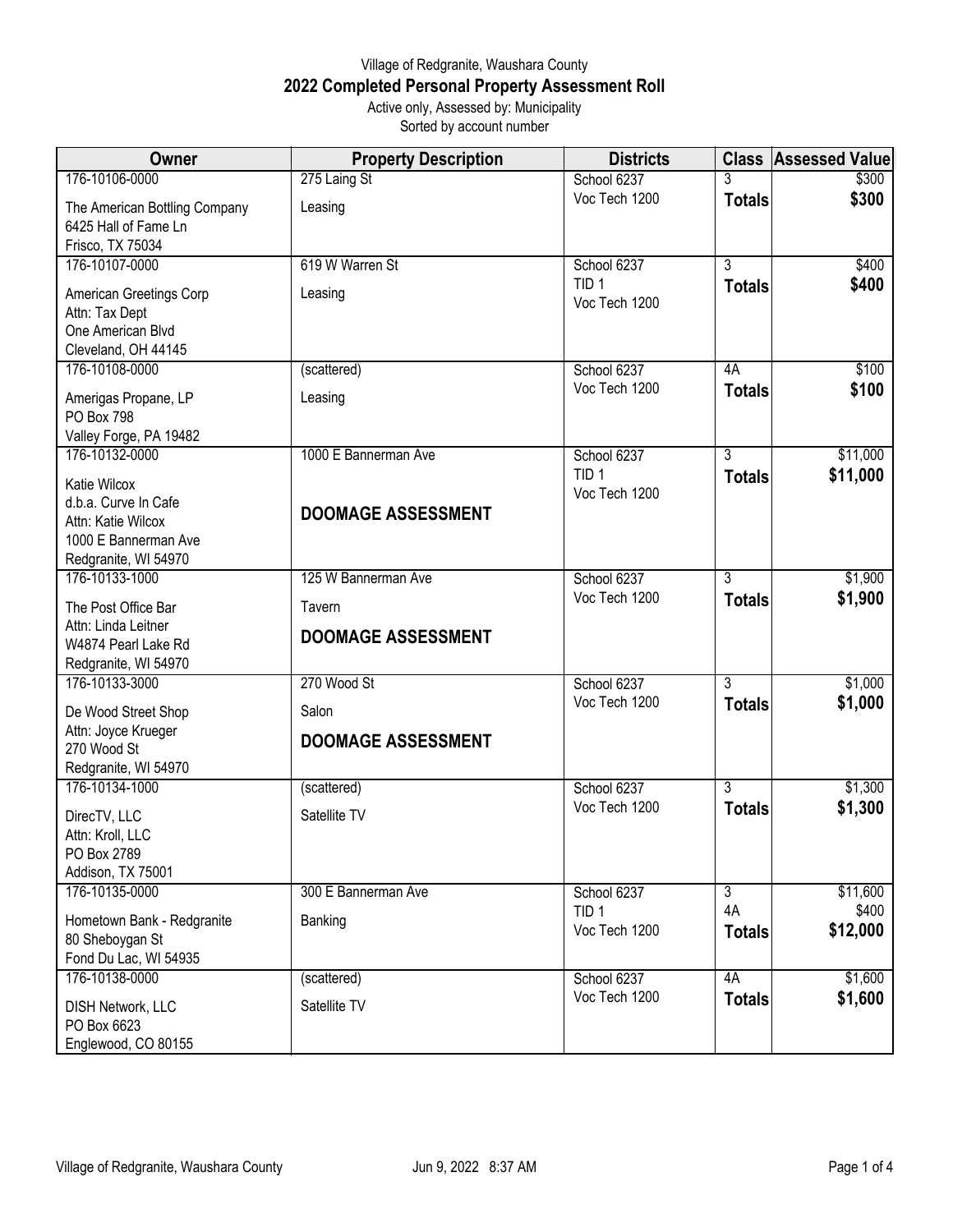Village of Redgranite, Waushara County

# 2022 Completed Personal Property Assessment Roll

Active only, Assessed by: Municipality

Sorted by account number

| Owner | Property Description | Districts | Class | Assessed Value |
|---|---|---|---|---|
| 176-10106-0000<br>The American Bottling Company<br>6425 Hall of Fame Ln<br>Frisco, TX 75034 | 275 Laing St<br>Leasing | School 6237<br>Voc Tech 1200 | 3<br>**Totals** | $300<br>**$300** |
| 176-10107-0000<br>American Greetings Corp<br>Attn: Tax Dept<br>One American Blvd<br>Cleveland, OH 44145 | 619 W Warren St<br>Leasing | School 6237<br>TID 1<br>Voc Tech 1200 | 3<br>**Totals** | $400<br>**$400** |
| 176-10108-0000<br>Amerigas Propane, LP<br>PO Box 798<br>Valley Forge, PA 19482 | (scattered)<br>Leasing | School 6237<br>Voc Tech 1200 | 4A<br>**Totals** | $100<br>**$100** |
| 176-10132-0000<br>Katie Wilcox<br>d.b.a. Curve In Cafe<br>Attn: Katie Wilcox<br>1000 E Bannerman Ave<br>Redgranite, WI 54970 | 1000 E Bannerman Ave<br>**DOOMAGE ASSESSMENT** | School 6237<br>TID 1<br>Voc Tech 1200 | 3<br>**Totals** | $11,000<br>**$11,000** |
| 176-10133-1000<br>The Post Office Bar<br>Attn: Linda Leitner<br>W4874 Pearl Lake Rd<br>Redgranite, WI 54970 | 125 W Bannerman Ave<br>Tavern<br>**DOOMAGE ASSESSMENT** | School 6237<br>Voc Tech 1200 | 3<br>**Totals** | $1,900<br>**$1,900** |
| 176-10133-3000<br>De Wood Street Shop<br>Attn: Joyce Krueger<br>270 Wood St<br>Redgranite, WI 54970 | 270 Wood St<br>Salon<br>**DOOMAGE ASSESSMENT** | School 6237<br>Voc Tech 1200 | 3<br>**Totals** | $1,000<br>**$1,000** |
| 176-10134-1000<br>DirecTV, LLC<br>Attn: Kroll, LLC<br>PO Box 2789<br>Addison, TX 75001 | (scattered)<br>Satellite TV | School 6237<br>Voc Tech 1200 | 3<br>**Totals** | $1,300<br>**$1,300** |
| 176-10135-0000<br>Hometown Bank - Redgranite<br>80 Sheboygan St<br>Fond Du Lac, WI 54935 | 300 E Bannerman Ave<br>Banking | School 6237<br>TID 1<br>Voc Tech 1200 | 3<br>4A<br>**Totals** | $11,600<br>$400<br>**$12,000** |
| 176-10138-0000<br>DISH Network, LLC<br>PO Box 6623<br>Englewood, CO 80155 | (scattered)<br>Satellite TV | School 6237<br>Voc Tech 1200 | 4A<br>**Totals** | $1,600<br>**$1,600** |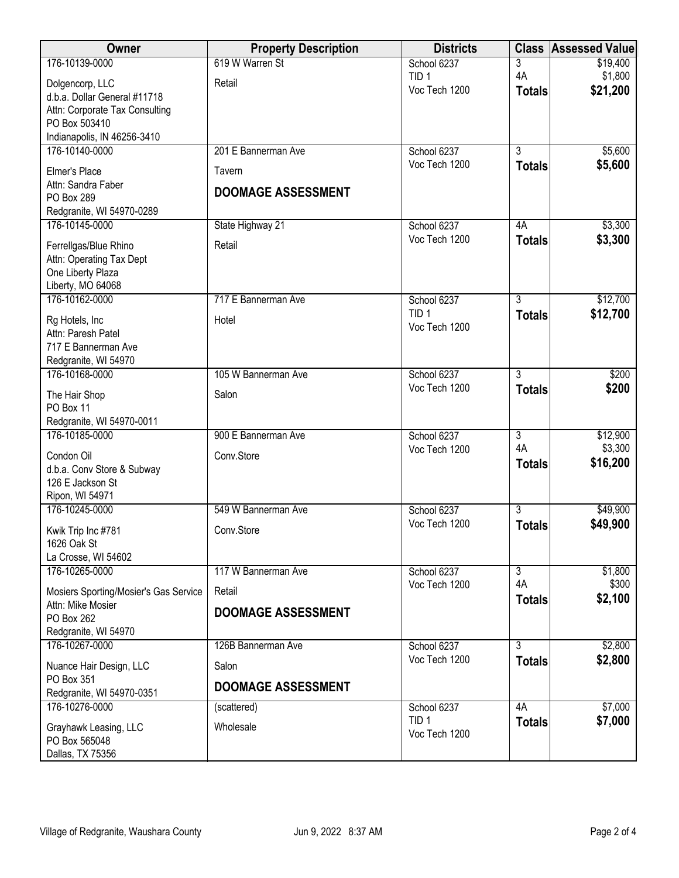| Owner | Property Description | Districts | Class | Assessed Value |
|---|---|---|---|---|
| 176-10139-0000<br>Dolgencorp, LLC<br>d.b.a. Dollar General #11718<br>Attn: Corporate Tax Consulting<br>PO Box 503410<br>Indianapolis, IN 46256-3410 | 619 W Warren St<br>Retail | School 6237<br>TID 1<br>Voc Tech 1200 | 3<br>4A<br>**Totals** | $19,400<br>$1,800<br>**$21,200** |
| 176-10140-0000<br>Elmer's Place<br>Attn: Sandra Faber<br>PO Box 289<br>Redgranite, WI 54970-0289 | 201 E Bannerman Ave<br>Tavern<br>**DOOMAGE ASSESSMENT** | School 6237<br>Voc Tech 1200 | 3<br>**Totals** | $5,600<br>**$5,600** |
| 176-10145-0000<br>Ferrellgas/Blue Rhino<br>Attn: Operating Tax Dept<br>One Liberty Plaza<br>Liberty, MO 64068 | State Highway 21<br>Retail | School 6237<br>Voc Tech 1200 | 4A<br>**Totals** | $3,300<br>**$3,300** |
| 176-10162-0000<br>Rg Hotels, Inc<br>Attn: Paresh Patel<br>717 E Bannerman Ave<br>Redgranite, WI 54970 | 717 E Bannerman Ave<br>Hotel | School 6237<br>TID 1<br>Voc Tech 1200 | 3<br>**Totals** | $12,700<br>**$12,700** |
| 176-10168-0000<br>The Hair Shop<br>PO Box 11<br>Redgranite, WI 54970-0011 | 105 W Bannerman Ave<br>Salon | School 6237<br>Voc Tech 1200 | 3<br>**Totals** | $200<br>**$200** |
| 176-10185-0000<br>Condon Oil<br>d.b.a. Conv Store & Subway<br>126 E Jackson St<br>Ripon, WI 54971 | 900 E Bannerman Ave<br>Conv.Store | School 6237<br>Voc Tech 1200 | 3<br>4A<br>**Totals** | $12,900<br>$3,300<br>**$16,200** |
| 176-10245-0000<br>Kwik Trip Inc #781<br>1626 Oak St<br>La Crosse, WI 54602 | 549 W Bannerman Ave<br>Conv.Store | School 6237<br>Voc Tech 1200 | 3<br>**Totals** | $49,900<br>**$49,900** |
| 176-10265-0000<br>Mosiers Sporting/Mosier's Gas Service<br>Attn: Mike Mosier<br>PO Box 262<br>Redgranite, WI 54970 | 117 W Bannerman Ave<br>Retail<br>**DOOMAGE ASSESSMENT** | School 6237<br>Voc Tech 1200 | 3<br>4A<br>**Totals** | $1,800<br>$300<br>**$2,100** |
| 176-10267-0000<br>Nuance Hair Design, LLC<br>PO Box 351<br>Redgranite, WI 54970-0351 | 126B Bannerman Ave<br>Salon<br>**DOOMAGE ASSESSMENT** | School 6237<br>Voc Tech 1200 | 3<br>**Totals** | $2,800<br>**$2,800** |
| 176-10276-0000<br>Grayhawk Leasing, LLC<br>PO Box 565048<br>Dallas, TX 75356 | (scattered)<br>Wholesale | School 6237<br>TID 1<br>Voc Tech 1200 | 4A<br>**Totals** | $7,000<br>**$7,000** |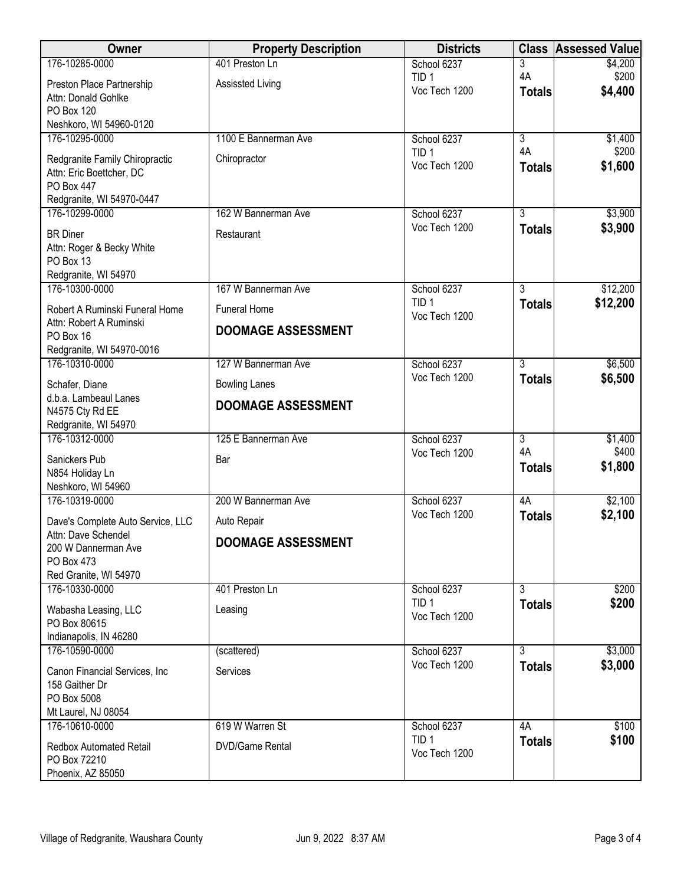| Owner | Property Description | Districts | Class | Assessed Value |
|---|---|---|---|---|
| 176-10285-0000<br>Preston Place Partnership<br>Attn: Donald Gohlke<br>PO Box 120<br>Neshkoro, WI 54960-0120 | 401 Preston Ln<br>Assissted Living | School 6237<br>TID 1<br>Voc Tech 1200 | 3<br>4A<br>**Totals** | $4,200<br>$200<br>**$4,400** |
| 176-10295-0000<br>Redgranite Family Chiropractic<br>Attn: Eric Boettcher, DC<br>PO Box 447<br>Redgranite, WI 54970-0447 | 1100 E Bannerman Ave<br>Chiropractor | School 6237<br>TID 1<br>Voc Tech 1200 | 3<br>4A<br>**Totals** | $1,400<br>$200<br>**$1,600** |
| 176-10299-0000<br>BR Diner<br>Attn: Roger & Becky White<br>PO Box 13<br>Redgranite, WI 54970 | 162 W Bannerman Ave<br>Restaurant | School 6237<br>Voc Tech 1200 | 3<br>**Totals** | $3,900<br>**$3,900** |
| 176-10300-0000<br>Robert A Ruminski Funeral Home<br>Attn: Robert A Ruminski<br>PO Box 16<br>Redgranite, WI 54970-0016 | 167 W Bannerman Ave<br>Funeral Home<br>**DOOMAGE ASSESSMENT** | School 6237<br>TID 1<br>Voc Tech 1200 | 3<br>**Totals** | $12,200<br>**$12,200** |
| 176-10310-0000<br>Schafer, Diane<br>d.b.a. Lambeaul Lanes<br>N4575 Cty Rd EE<br>Redgranite, WI 54970 | 127 W Bannerman Ave<br>Bowling Lanes<br>**DOOMAGE ASSESSMENT** | School 6237<br>Voc Tech 1200 | 3<br>**Totals** | $6,500<br>**$6,500** |
| 176-10312-0000<br>Sanickers Pub<br>N854 Holiday Ln<br>Neshkoro, WI 54960 | 125 E Bannerman Ave<br>Bar | School 6237<br>Voc Tech 1200 | 3<br>4A<br>**Totals** | $1,400<br>$400<br>**$1,800** |
| 176-10319-0000<br>Dave's Complete Auto Service, LLC<br>Attn: Dave Schendel<br>200 W Dannerman Ave<br>PO Box 473<br>Red Granite, WI 54970 | 200 W Bannerman Ave<br>Auto Repair<br>**DOOMAGE ASSESSMENT** | School 6237<br>Voc Tech 1200 | 4A<br>**Totals** | $2,100<br>**$2,100** |
| 176-10330-0000<br>Wabasha Leasing, LLC<br>PO Box 80615<br>Indianapolis, IN 46280 | 401 Preston Ln<br>Leasing | School 6237<br>TID 1<br>Voc Tech 1200 | 3<br>**Totals** | $200<br>**$200** |
| 176-10590-0000<br>Canon Financial Services, Inc<br>158 Gaither Dr<br>PO Box 5008<br>Mt Laurel, NJ 08054 | (scattered)<br>Services | School 6237<br>Voc Tech 1200 | 3<br>**Totals** | $3,000<br>**$3,000** |
| 176-10610-0000<br>Redbox Automated Retail<br>PO Box 72210<br>Phoenix, AZ 85050 | 619 W Warren St<br>DVD/Game Rental | School 6237<br>TID 1<br>Voc Tech 1200 | 4A<br>**Totals** | $100<br>**$100** |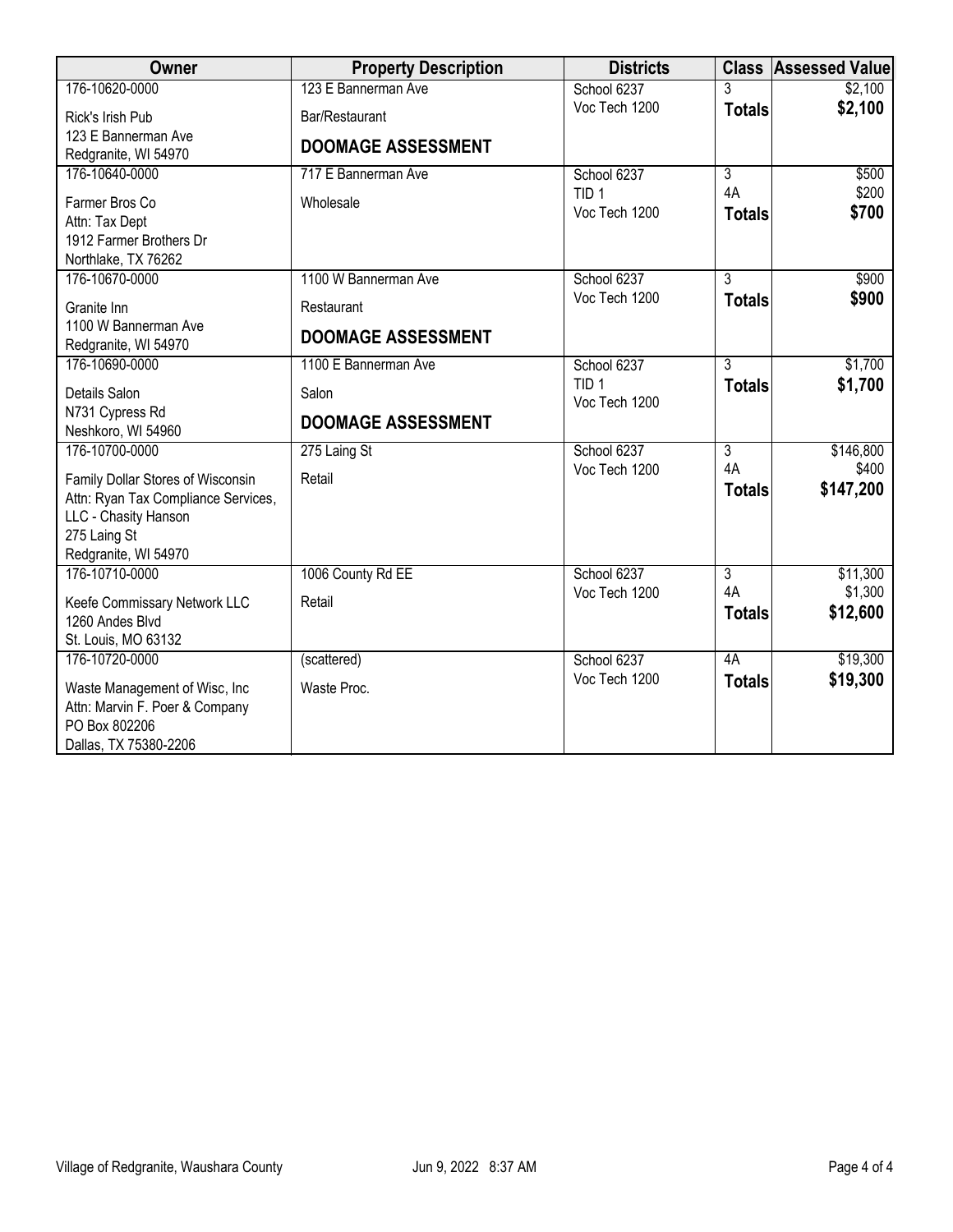| Owner | Property Description | Districts | Class | Assessed Value |
|---|---|---|---|---|
| 176-10620-0000<br>Rick's Irish Pub<br>123 E Bannerman Ave<br>Redgranite, WI 54970 | 123 E Bannerman Ave<br>Bar/Restaurant<br>**DOOMAGE ASSESSMENT** | School 6237<br>Voc Tech 1200 | 3<br>**Totals** | $2,100<br>**$2,100** |
| 176-10640-0000<br>Farmer Bros Co<br>Attn: Tax Dept<br>1912 Farmer Brothers Dr<br>Northlake, TX 76262 | 717 E Bannerman Ave<br>Wholesale | School 6237<br>TID 1<br>Voc Tech 1200 | 3<br>4A<br>**Totals** | $500<br>$200<br>**$700** |
| 176-10670-0000<br>Granite Inn<br>1100 W Bannerman Ave<br>Redgranite, WI 54970 | 1100 W Bannerman Ave<br>Restaurant<br>**DOOMAGE ASSESSMENT** | School 6237<br>Voc Tech 1200 | 3<br>**Totals** | $900<br>**$900** |
| 176-10690-0000<br>Details Salon<br>N731 Cypress Rd<br>Neshkoro, WI 54960 | 1100 E Bannerman Ave<br>Salon<br>**DOOMAGE ASSESSMENT** | School 6237<br>TID 1<br>Voc Tech 1200 | 3<br>**Totals** | $1,700<br>**$1,700** |
| 176-10700-0000<br>Family Dollar Stores of Wisconsin<br>Attn: Ryan Tax Compliance Services, LLC - Chasity Hanson<br>275 Laing St<br>Redgranite, WI 54970 | 275 Laing St<br>Retail | School 6237<br>Voc Tech 1200 | 3<br>4A<br>**Totals** | $146,800<br>$400<br>**$147,200** |
| 176-10710-0000<br>Keefe Commissary Network LLC<br>1260 Andes Blvd<br>St. Louis, MO 63132 | 1006 County Rd EE<br>Retail | School 6237<br>Voc Tech 1200 | 3<br>4A<br>**Totals** | $11,300<br>$1,300<br>**$12,600** |
| 176-10720-0000<br>Waste Management of Wisc, Inc<br>Attn: Marvin F. Poer & Company<br>PO Box 802206<br>Dallas, TX 75380-2206 | (scattered)<br>Waste Proc. | School 6237<br>Voc Tech 1200 | 4A<br>**Totals** | $19,300<br>**$19,300** |